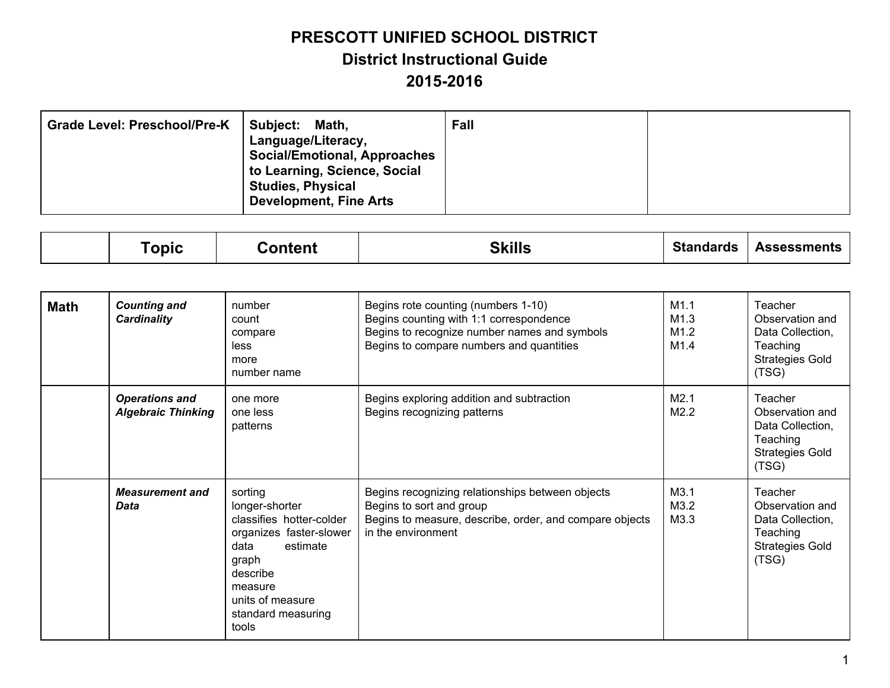# PRESCOTT UNIFIED SCHOOL DISTRICT

## District Instructional Guide

## 2015-2016

| Grade Level: Preschool/Pre-K | Subject: Math, Language/Literacy, Social/Emotional, Approaches to Learning, Science, Social Studies, Physical Development, Fine Arts | Fall | |
|---|---|---|---|

| | Topic | Content | Skills | Standards | Assessments |
|---|---|---|---|---|---|
| **Math** | ***Counting and Cardinality*** | number<br>count<br>compare<br>less<br>more<br>number name | Begins rote counting (numbers 1-10)<br>Begins counting with 1:1 correspondence<br>Begins to recognize number names and symbols<br>Begins to compare numbers and quantities | M1.1<br>M1.3<br>M1.2<br>M1.4 | Teacher Observation and Data Collection, Teaching Strategies Gold (TSG) |
| | ***Operations and Algebraic Thinking*** | one more<br>one less<br>patterns | Begins exploring addition and subtraction<br>Begins recognizing patterns | M2.1<br>M2.2 | Teacher Observation and Data Collection, Teaching Strategies Gold (TSG) |
| | ***Measurement and Data*** | sorting<br>longer-shorter<br>classifies hotter-colder<br>organizes faster-slower<br>data estimate<br>graph<br>describe<br>measure<br>units of measure<br>standard measuring tools | Begins recognizing relationships between objects<br>Begins to sort and group<br>Begins to measure, describe, order, and compare objects in the environment | M3.1<br>M3.2<br>M3.3 | Teacher Observation and Data Collection, Teaching Strategies Gold (TSG) |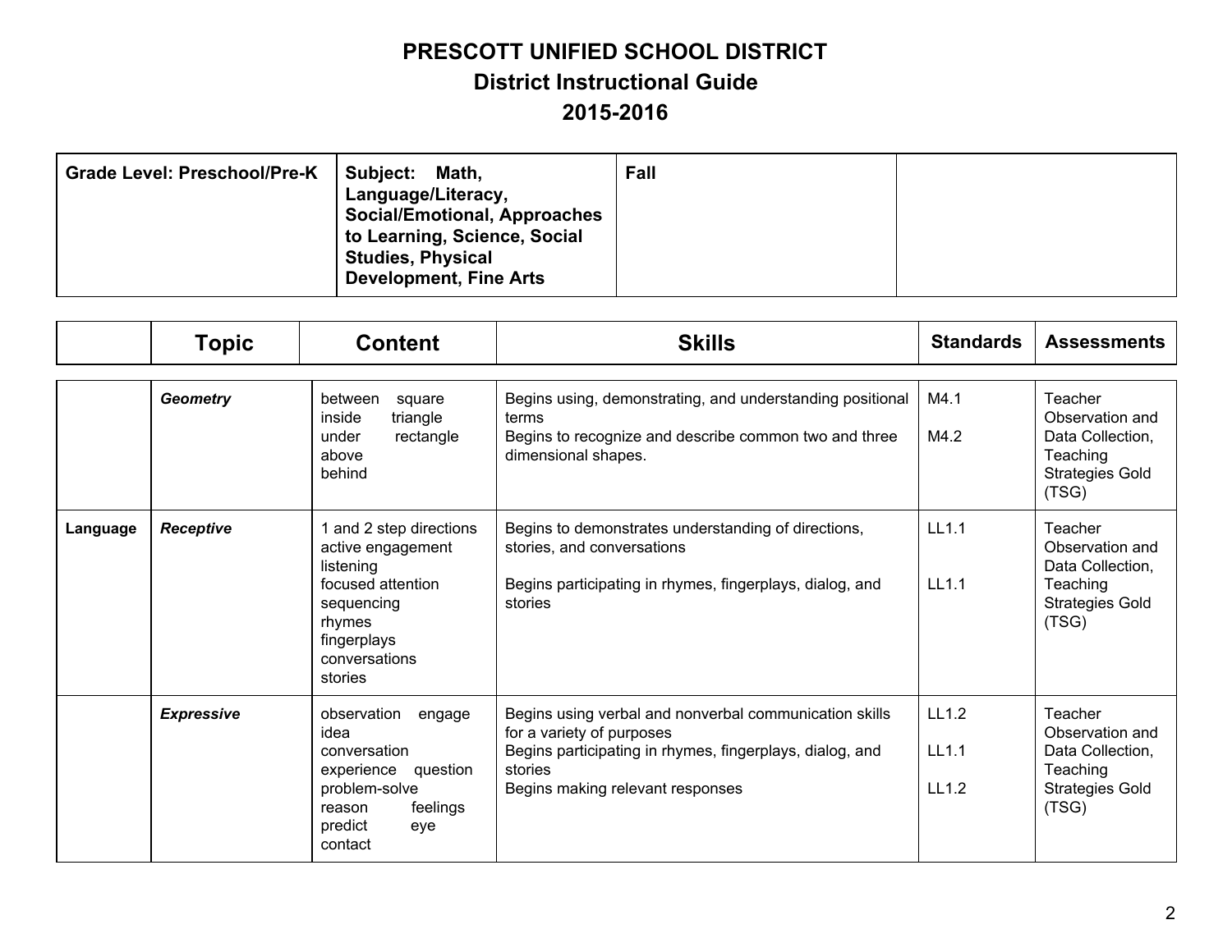# PRESCOTT UNIFIED SCHOOL DISTRICT
## District Instructional Guide
## 2015-2016

| Grade Level: Preschool/Pre-K | Subject: Math, Language/Literacy, Social/Emotional, Approaches to Learning, Science, Social Studies, Physical Development, Fine Arts | Fall | |
|---|---|---|---|

| | Topic | Content | Skills | Standards | Assessments |
|---|---|---|---|---|---|
| | ***Geometry*** | between square<br>inside triangle<br>under rectangle<br>above<br>behind | Begins using, demonstrating, and understanding positional terms<br>Begins to recognize and describe common two and three dimensional shapes. | M4.1<br><br>M4.2 | Teacher Observation and Data Collection, Teaching Strategies Gold (TSG) |
| **Language** | ***Receptive*** | 1 and 2 step directions<br>active engagement<br>listening<br>focused attention<br>sequencing<br>rhymes<br>fingerplays<br>conversations<br>stories | Begins to demonstrates understanding of directions, stories, and conversations<br><br>Begins participating in rhymes, fingerplays, dialog, and stories | LL1.1<br><br>LL1.1 | Teacher Observation and Data Collection, Teaching Strategies Gold (TSG) |
| | ***Expressive*** | observation engage<br>idea<br>conversation<br>experience question<br>problem-solve<br>reason feelings<br>predict eye contact | Begins using verbal and nonverbal communication skills for a variety of purposes<br>Begins participating in rhymes, fingerplays, dialog, and stories<br>Begins making relevant responses | LL1.2<br><br>LL1.1<br><br>LL1.2 | Teacher Observation and Data Collection, Teaching Strategies Gold (TSG) |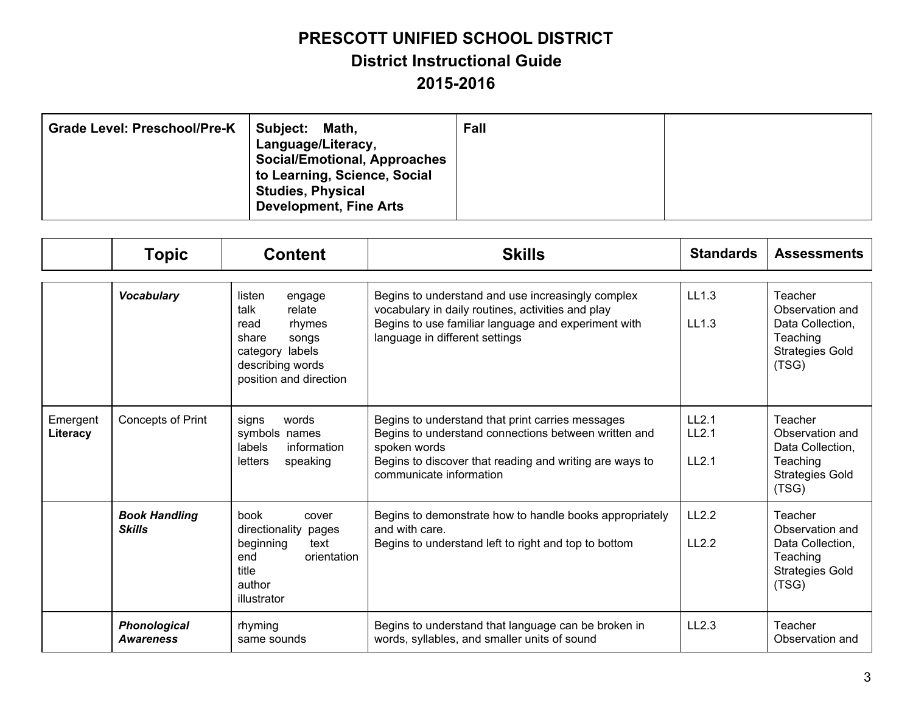# PRESCOTT UNIFIED SCHOOL DISTRICT

## District Instructional Guide

## 2015-2016

| Grade Level: Preschool/Pre-K | Subject: Math, Language/Literacy, Social/Emotional, Approaches to Learning, Science, Social Studies, Physical Development, Fine Arts | Fall | |
|---|---|---|---|

| | Topic | Content | Skills | Standards | Assessments |
|---|---|---|---|---|---|
| | ***Vocabulary*** | listen engage<br>talk relate<br>read rhymes<br>share songs<br>category labels<br>describing words<br>position and direction | Begins to understand and use increasingly complex vocabulary in daily routines, activities and play<br>Begins to use familiar language and experiment with language in different settings | LL1.3<br><br>LL1.3 | Teacher Observation and Data Collection, Teaching Strategies Gold (TSG) |
| Emergent **Literacy** | Concepts of Print | signs words<br>symbols names<br>labels information<br>letters speaking | Begins to understand that print carries messages<br>Begins to understand connections between written and spoken words<br>Begins to discover that reading and writing are ways to communicate information | LL2.1<br>LL2.1<br><br>LL2.1 | Teacher Observation and Data Collection, Teaching Strategies Gold (TSG) |
| | ***Book Handling Skills*** | book cover<br>directionality pages<br>beginning text<br>end orientation<br>title<br>author<br>illustrator | Begins to demonstrate how to handle books appropriately and with care.<br>Begins to understand left to right and top to bottom | LL2.2<br><br>LL2.2 | Teacher Observation and Data Collection, Teaching Strategies Gold (TSG) |
| | ***Phonological Awareness*** | rhyming<br>same sounds | Begins to understand that language can be broken in words, syllables, and smaller units of sound | LL2.3 | Teacher Observation and |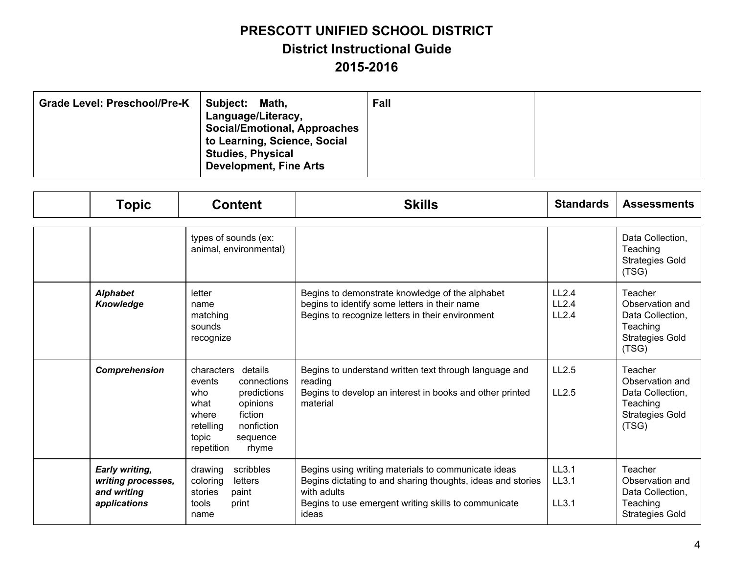# PRESCOTT UNIFIED SCHOOL DISTRICT
## District Instructional Guide
## 2015-2016

| Grade Level: Preschool/Pre-K | Subject: Math, Language/Literacy, Social/Emotional, Approaches to Learning, Science, Social Studies, Physical Development, Fine Arts | Fall | |
|---|---|---|---|

| | Topic | Content | Skills | Standards | Assessments |
|---|---|---|---|---|---|
| | | types of sounds (ex: animal, environmental) | | | Data Collection, Teaching Strategies Gold (TSG) |
| | ***Alphabet Knowledge*** | letter<br>name<br>matching<br>sounds<br>recognize | Begins to demonstrate knowledge of the alphabet<br>begins to identify some letters in their name<br>Begins to recognize letters in their environment | LL2.4<br>LL2.4<br>LL2.4 | Teacher Observation and Data Collection, Teaching Strategies Gold (TSG) |
| | ***Comprehension*** | characters details<br>events connections<br>who predictions<br>what opinions<br>where fiction<br>retelling nonfiction<br>topic sequence<br>repetition rhyme | Begins to understand written text through language and reading<br>Begins to develop an interest in books and other printed material | LL2.5<br><br>LL2.5 | Teacher Observation and Data Collection, Teaching Strategies Gold (TSG) |
| | ***Early writing, writing processes, and writing applications*** | drawing scribbles<br>coloring letters<br>stories paint<br>tools print<br>name | Begins using writing materials to communicate ideas<br>Begins dictating to and sharing thoughts, ideas and stories with adults<br>Begins to use emergent writing skills to communicate ideas | LL3.1<br>LL3.1<br><br>LL3.1 | Teacher Observation and Data Collection, Teaching Strategies Gold |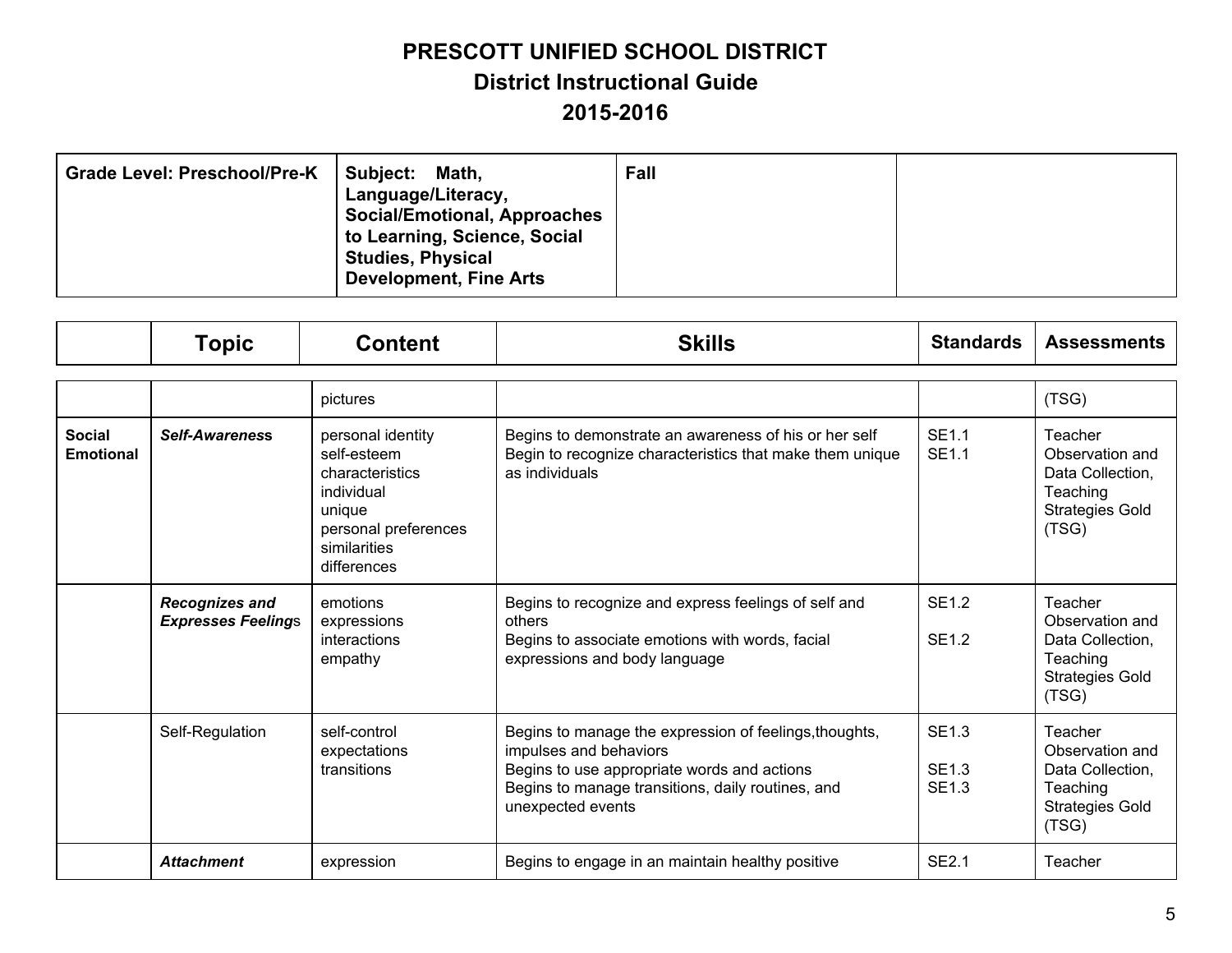# PRESCOTT UNIFIED SCHOOL DISTRICT

## District Instructional Guide

## 2015-2016

| Grade Level: Preschool/Pre-K | Subject: Math, Language/Literacy, Social/Emotional, Approaches to Learning, Science, Social Studies, Physical Development, Fine Arts | Fall | |
|---|---|---|---|

| | Topic | Content | Skills | Standards | Assessments |
|---|---|---|---|---|---|
| | | pictures | | | (TSG) |
| **Social Emotional** | ***Self-Awareness*** | personal identity<br>self-esteem<br>characteristics<br>individual<br>unique<br>personal preferences<br>similarities<br>differences | Begins to demonstrate an awareness of his or her self<br>Begin to recognize characteristics that make them unique as individuals | SE1.1<br>SE1.1 | Teacher Observation and Data Collection, Teaching Strategies Gold (TSG) |
| | ***Recognizes and Expresses Feeling*s** | emotions<br>expressions<br>interactions<br>empathy | Begins to recognize and express feelings of self and others<br>Begins to associate emotions with words, facial expressions and body language | SE1.2<br><br>SE1.2 | Teacher Observation and Data Collection, Teaching Strategies Gold (TSG) |
| | Self-Regulation | self-control<br>expectations<br>transitions | Begins to manage the expression of feelings,thoughts, impulses and behaviors<br>Begins to use appropriate words and actions<br>Begins to manage transitions, daily routines, and unexpected events | SE1.3<br><br>SE1.3<br>SE1.3 | Teacher Observation and Data Collection, Teaching Strategies Gold (TSG) |
| | ***Attachment*** | expression | Begins to engage in an maintain healthy positive | SE2.1 | Teacher |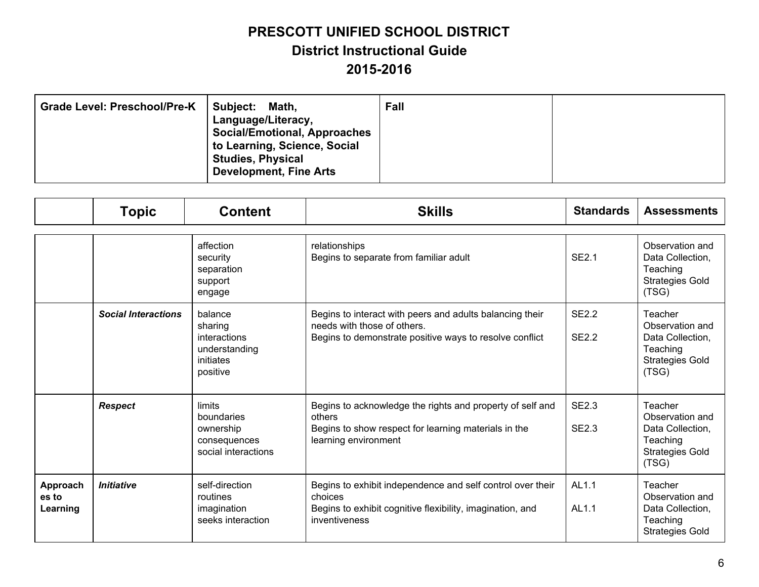# PRESCOTT UNIFIED SCHOOL DISTRICT
## District Instructional Guide
## 2015-2016

| Grade Level: Preschool/Pre-K | Subject: Math, Language/Literacy, Social/Emotional, Approaches to Learning, Science, Social Studies, Physical Development, Fine Arts | Fall | |
|---|---|---|---|

| | Topic | Content | Skills | Standards | Assessments |
|---|---|---|---|---|---|
| | | affection<br>security<br>separation<br>support<br>engage | relationships<br>Begins to separate from familiar adult | SE2.1 | Observation and Data Collection, Teaching Strategies Gold (TSG) |
| | ***Social Interactions*** | balance<br>sharing<br>interactions<br>understanding<br>initiates<br>positive | Begins to interact with peers and adults balancing their needs with those of others.<br>Begins to demonstrate positive ways to resolve conflict | SE2.2<br><br>SE2.2 | Teacher Observation and Data Collection, Teaching Strategies Gold (TSG) |
| | ***Respect*** | limits<br>boundaries<br>ownership<br>consequences<br>social interactions | Begins to acknowledge the rights and property of self and others<br>Begins to show respect for learning materials in the learning environment | SE2.3<br><br>SE2.3 | Teacher Observation and Data Collection, Teaching Strategies Gold (TSG) |
| **Approaches to Learning** | ***Initiative*** | self-direction<br>routines<br>imagination<br>seeks interaction | Begins to exhibit independence and self control over their choices<br>Begins to exhibit cognitive flexibility, imagination, and inventiveness | AL1.1<br><br>AL1.1 | Teacher Observation and Data Collection, Teaching Strategies Gold |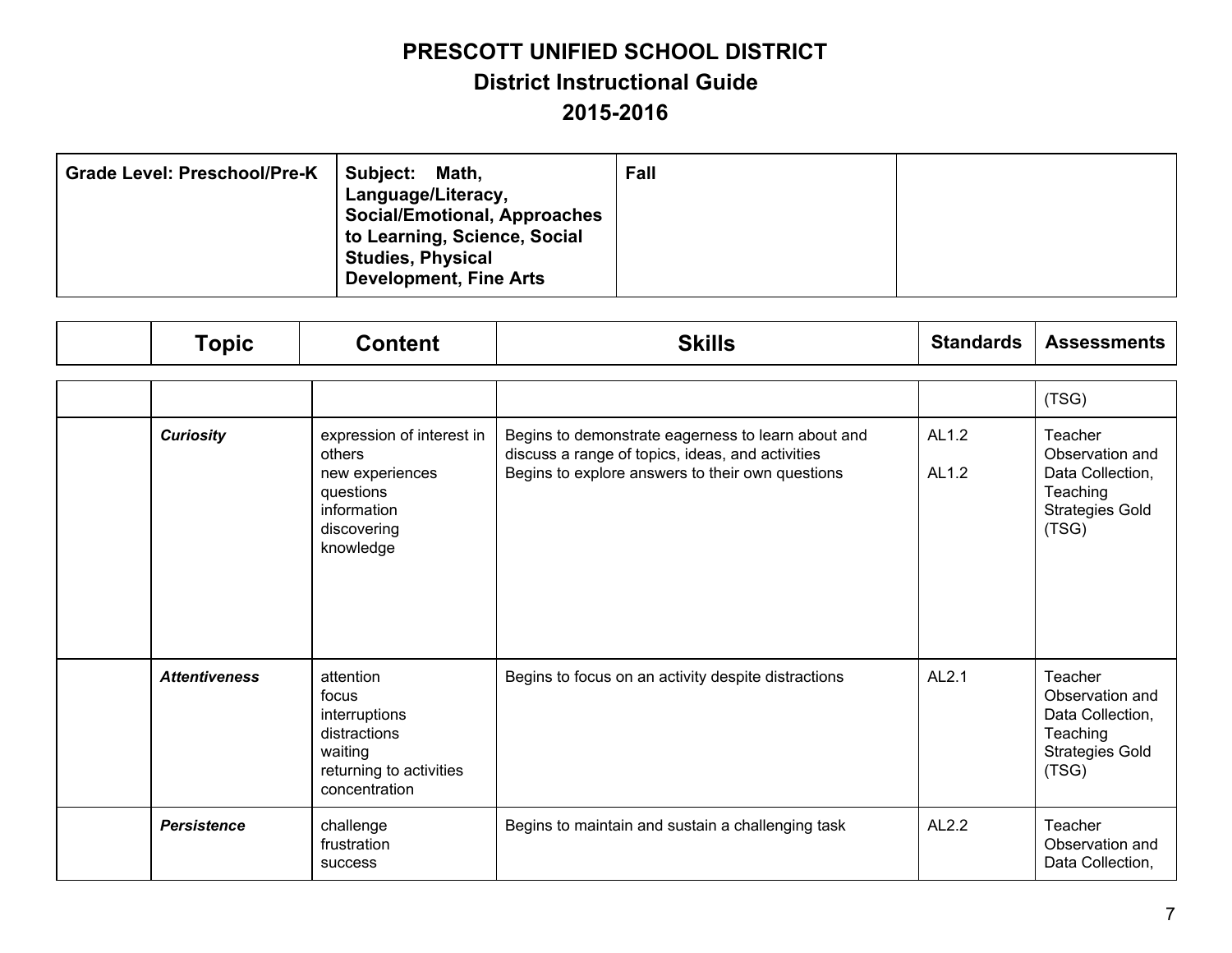# PRESCOTT UNIFIED SCHOOL DISTRICT
## District Instructional Guide
## 2015-2016

| Grade Level: Preschool/Pre-K | Subject: Math, Language/Literacy, Social/Emotional, Approaches to Learning, Science, Social Studies, Physical Development, Fine Arts | Fall | |
|---|---|---|---|

| | Topic | Content | Skills | Standards | Assessments |
|---|---|---|---|---|---|
| | | | | | (TSG) |
| | ***Curiosity*** | expression of interest in others<br>new experiences<br>questions<br>information<br>discovering<br>knowledge | Begins to demonstrate eagerness to learn about and discuss a range of topics, ideas, and activities<br>Begins to explore answers to their own questions | AL1.2<br><br>AL1.2 | Teacher Observation and Data Collection, Teaching Strategies Gold (TSG) |
| | ***Attentiveness*** | attention<br>focus<br>interruptions<br>distractions<br>waiting<br>returning to activities<br>concentration | Begins to focus on an activity despite distractions | AL2.1 | Teacher Observation and Data Collection, Teaching Strategies Gold (TSG) |
| | ***Persistence*** | challenge<br>frustration<br>success | Begins to maintain and sustain a challenging task | AL2.2 | Teacher Observation and Data Collection, |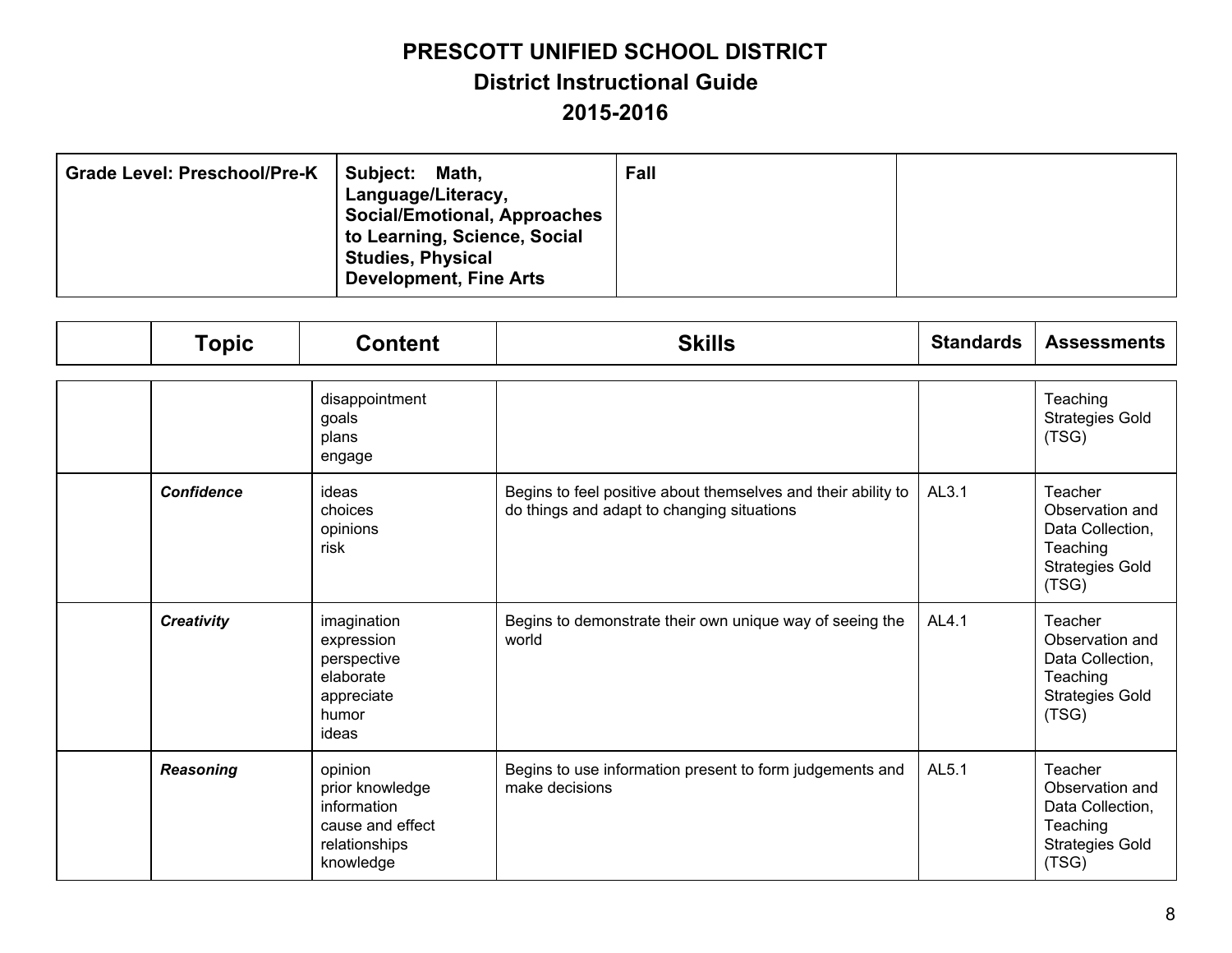# PRESCOTT UNIFIED SCHOOL DISTRICT
## District Instructional Guide
## 2015-2016

| Grade Level: Preschool/Pre-K | Subject: Math, Language/Literacy, Social/Emotional, Approaches to Learning, Science, Social Studies, Physical Development, Fine Arts | Fall | |
|---|---|---|---|

| | Topic | Content | Skills | Standards | Assessments |
|---|---|---|---|---|---|
| | | disappointment<br>goals<br>plans<br>engage | | | Teaching Strategies Gold (TSG) |
| | ***Confidence*** | ideas<br>choices<br>opinions<br>risk | Begins to feel positive about themselves and their ability to do things and adapt to changing situations | AL3.1 | Teacher Observation and Data Collection, Teaching Strategies Gold (TSG) |
| | ***Creativity*** | imagination<br>expression<br>perspective<br>elaborate<br>appreciate<br>humor<br>ideas | Begins to demonstrate their own unique way of seeing the world | AL4.1 | Teacher Observation and Data Collection, Teaching Strategies Gold (TSG) |
| | ***Reasoning*** | opinion<br>prior knowledge<br>information<br>cause and effect<br>relationships<br>knowledge | Begins to use information present to form judgements and make decisions | AL5.1 | Teacher Observation and Data Collection, Teaching Strategies Gold (TSG) |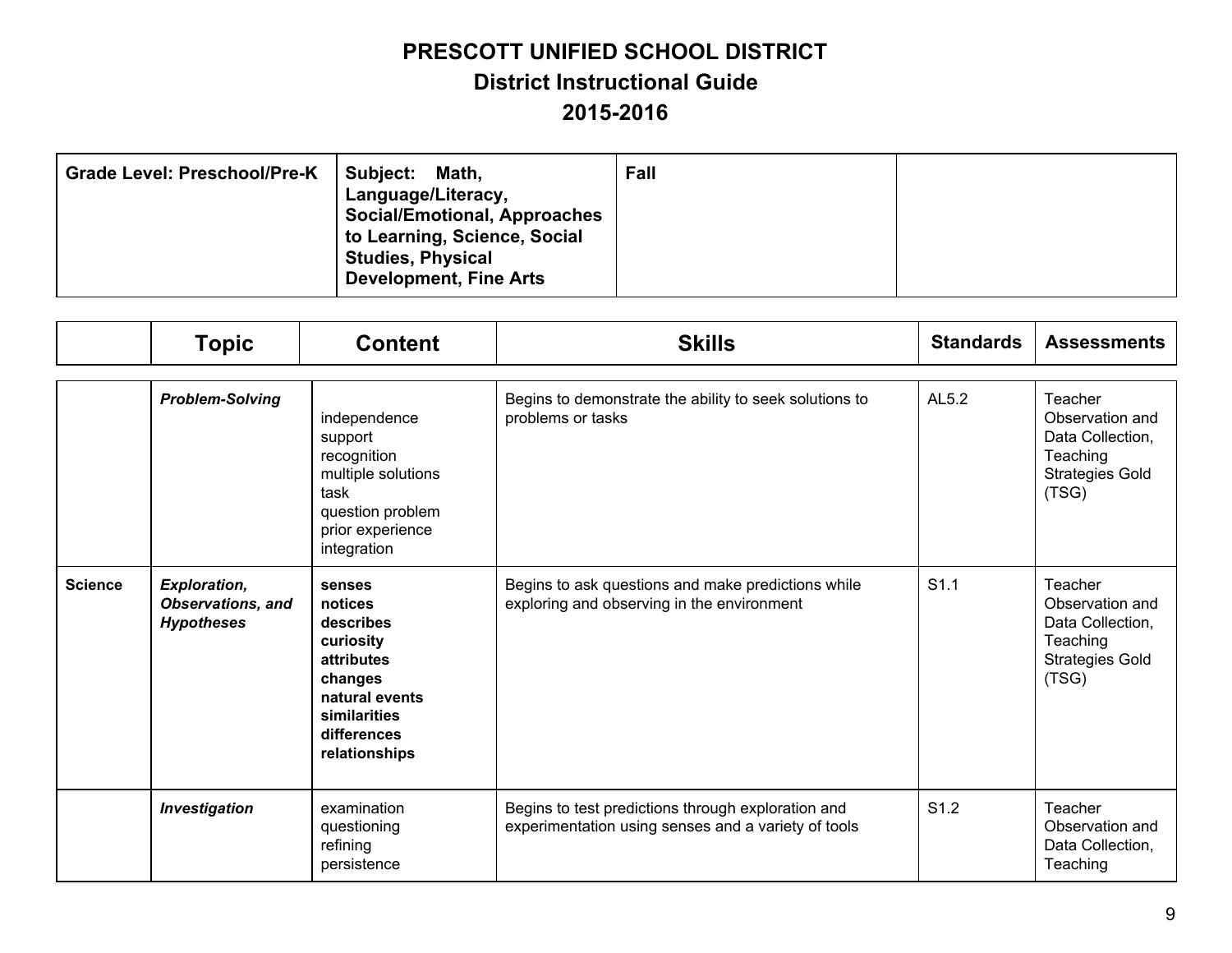# PRESCOTT UNIFIED SCHOOL DISTRICT
## District Instructional Guide
## 2015-2016

| Grade Level: Preschool/Pre-K | Subject: Math, Language/Literacy, Social/Emotional, Approaches to Learning, Science, Social Studies, Physical Development, Fine Arts | Fall | |
|---|---|---|---|

| | Topic | Content | Skills | Standards | Assessments |
|---|---|---|---|---|---|
| | ***Problem-Solving*** | independence<br>support<br>recognition<br>multiple solutions<br>task<br>question problem<br>prior experience<br>integration | Begins to demonstrate the ability to seek solutions to problems or tasks | AL5.2 | Teacher Observation and Data Collection, Teaching Strategies Gold (TSG) |
| **Science** | ***Exploration, Observations, and Hypotheses*** | **senses**<br>**notices**<br>**describes**<br>**curiosity**<br>**attributes**<br>**changes**<br>**natural events**<br>**similarities**<br>**differences**<br>**relationships** | Begins to ask questions and make predictions while exploring and observing in the environment | S1.1 | Teacher Observation and Data Collection, Teaching Strategies Gold (TSG) |
| | ***Investigation*** | examination<br>questioning<br>refining<br>persistence | Begins to test predictions through exploration and experimentation using senses and a variety of tools | S1.2 | Teacher Observation and Data Collection, Teaching |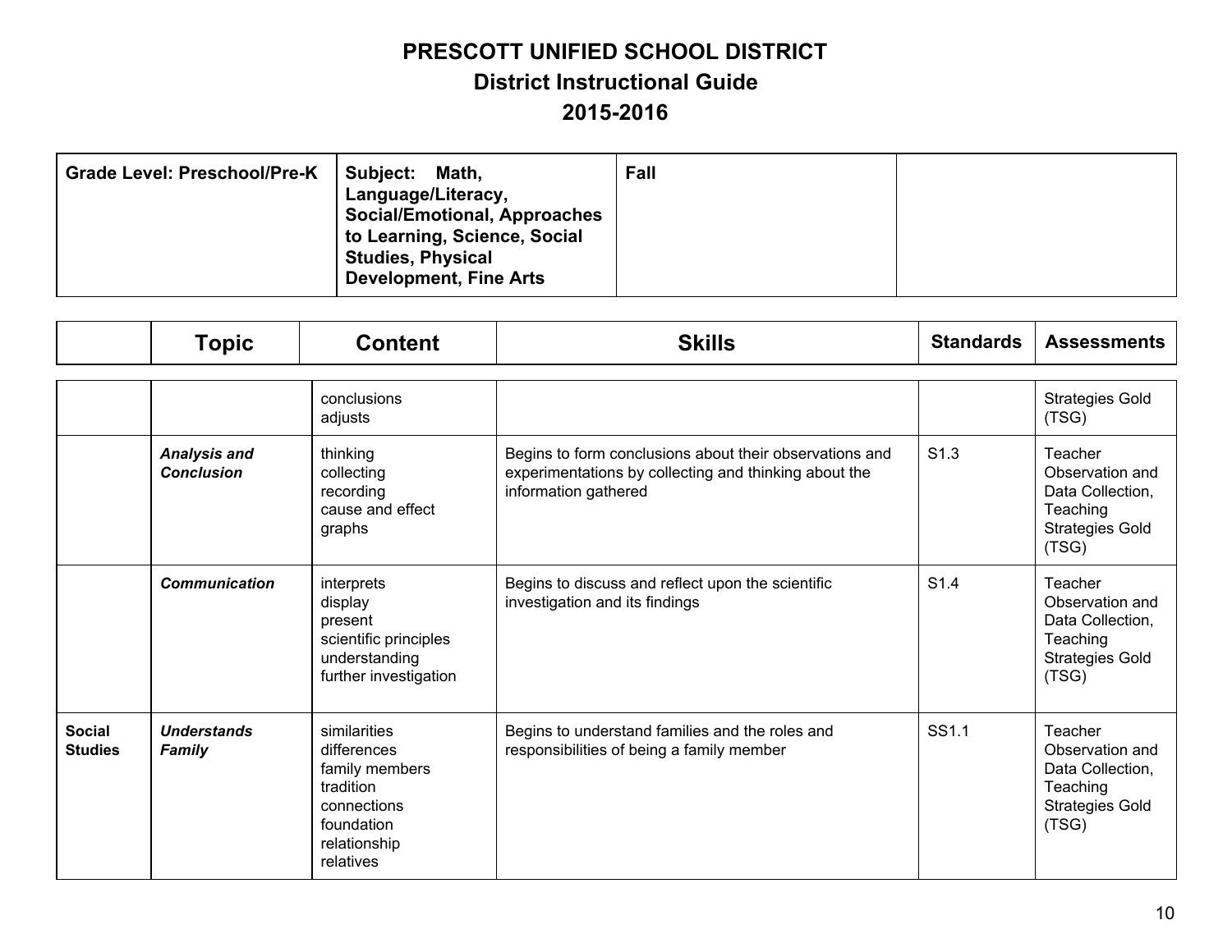# PRESCOTT UNIFIED SCHOOL DISTRICT
## District Instructional Guide
## 2015-2016

| Grade Level: Preschool/Pre-K | Subject: Math, Language/Literacy, Social/Emotional, Approaches to Learning, Science, Social Studies, Physical Development, Fine Arts | Fall | |
|---|---|---|---|

| | Topic | Content | Skills | Standards | Assessments |
|---|---|---|---|---|---|
| | | conclusions<br>adjusts | | | Strategies Gold (TSG) |
| | ***Analysis and Conclusion*** | thinking<br>collecting<br>recording<br>cause and effect<br>graphs | Begins to form conclusions about their observations and experimentations by collecting and thinking about the information gathered | S1.3 | Teacher Observation and Data Collection, Teaching Strategies Gold (TSG) |
| | ***Communication*** | interprets<br>display<br>present<br>scientific principles<br>understanding<br>further investigation | Begins to discuss and reflect upon the scientific investigation and its findings | S1.4 | Teacher Observation and Data Collection, Teaching Strategies Gold (TSG) |
| **Social Studies** | ***Understands Family*** | similarities<br>differences<br>family members<br>tradition<br>connections<br>foundation<br>relationship<br>relatives | Begins to understand families and the roles and responsibilities of being a family member | SS1.1 | Teacher Observation and Data Collection, Teaching Strategies Gold (TSG) |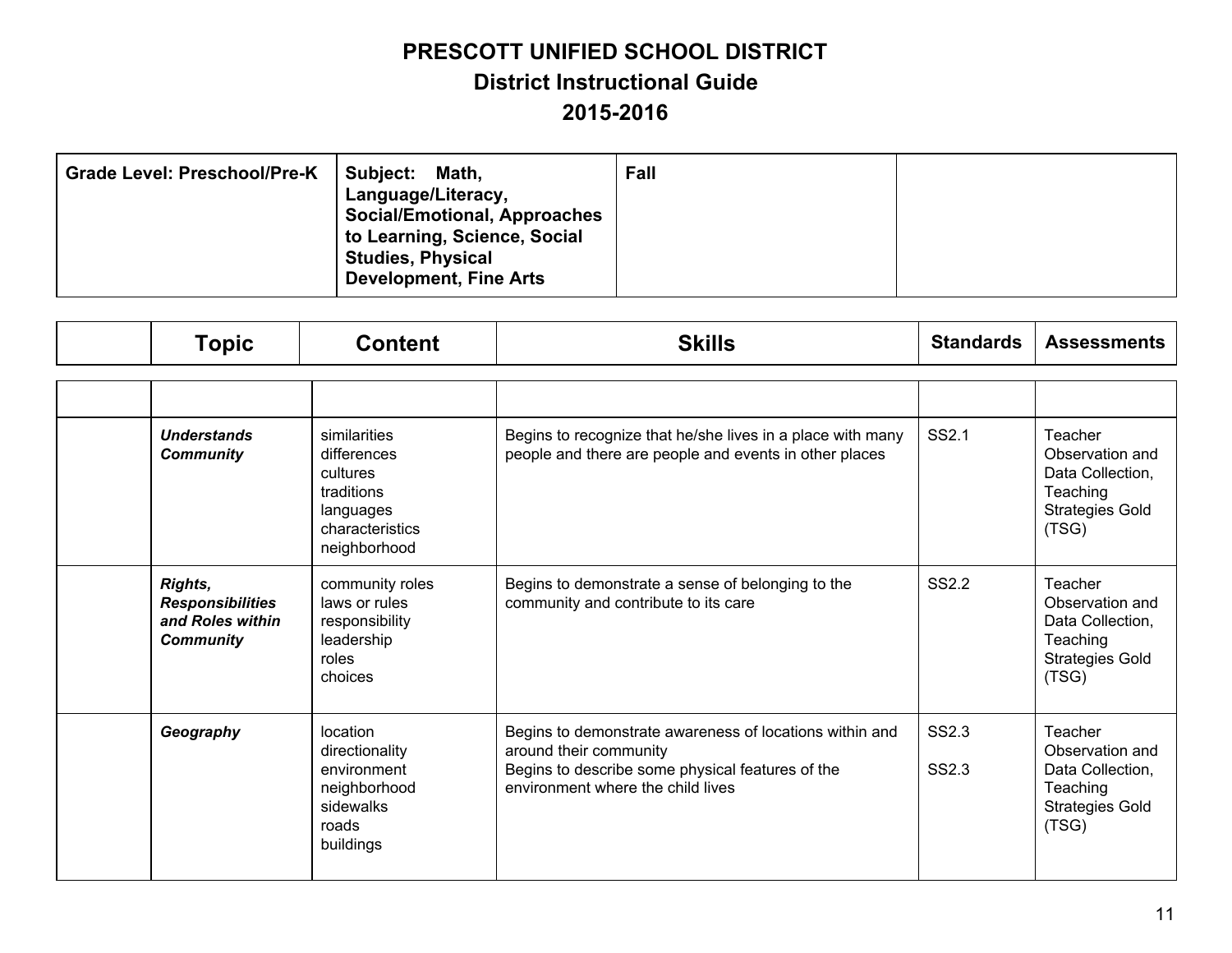# PRESCOTT UNIFIED SCHOOL DISTRICT
## District Instructional Guide
## 2015-2016

| Grade Level: Preschool/Pre-K | Subject: Math, Language/Literacy, Social/Emotional, Approaches to Learning, Science, Social Studies, Physical Development, Fine Arts | Fall | |
|---|---|---|---|

| | Topic | Content | Skills | Standards | Assessments |
|---|---|---|---|---|---|
| | | | | | |
| | ***Understands Community*** | similarities<br>differences<br>cultures<br>traditions<br>languages<br>characteristics<br>neighborhood | Begins to recognize that he/she lives in a place with many people and there are people and events in other places | SS2.1 | Teacher Observation and Data Collection, Teaching Strategies Gold (TSG) |
| | ***Rights, Responsibilities and Roles within Community*** | community roles<br>laws or rules<br>responsibility<br>leadership<br>roles<br>choices | Begins to demonstrate a sense of belonging to the community and contribute to its care | SS2.2 | Teacher Observation and Data Collection, Teaching Strategies Gold (TSG) |
| | ***Geography*** | location<br>directionality<br>environment<br>neighborhood<br>sidewalks<br>roads<br>buildings | Begins to demonstrate awareness of locations within and around their community<br>Begins to describe some physical features of the environment where the child lives | SS2.3<br><br>SS2.3 | Teacher Observation and Data Collection, Teaching Strategies Gold (TSG) |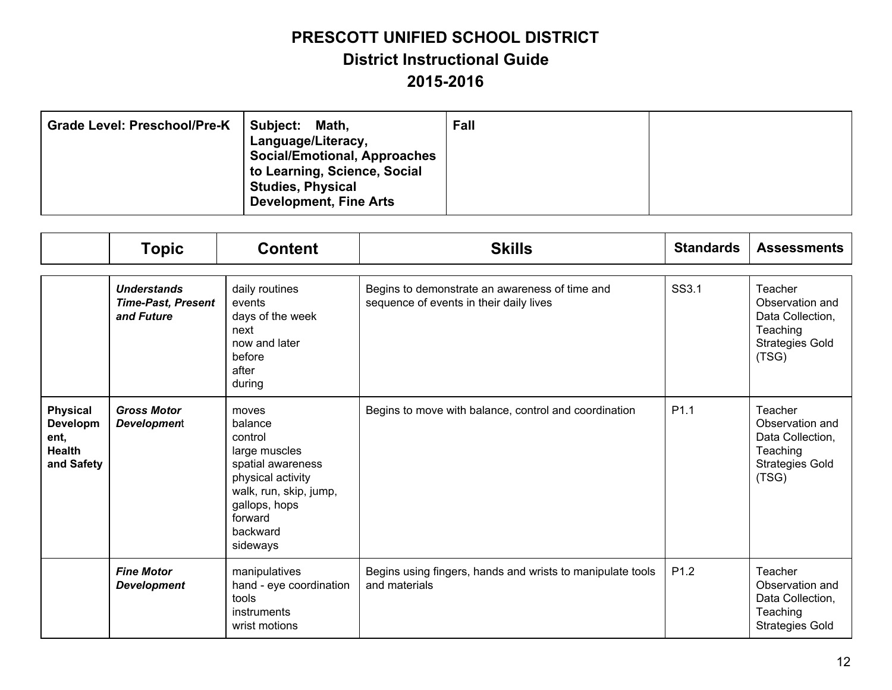# PRESCOTT UNIFIED SCHOOL DISTRICT
## District Instructional Guide
## 2015-2016

| Grade Level: Preschool/Pre-K | Subject: Math, Language/Literacy, Social/Emotional, Approaches to Learning, Science, Social Studies, Physical Development, Fine Arts | Fall | |
|---|---|---|---|

| | Topic | Content | Skills | Standards | Assessments |
|---|---|---|---|---|---|
| | ***Understands Time-Past, Present and Future*** | daily routines<br>events<br>days of the week<br>next<br>now and later<br>before<br>after<br>during | Begins to demonstrate an awareness of time and sequence of events in their daily lives | SS3.1 | Teacher Observation and Data Collection, Teaching Strategies Gold (TSG) |
| **Physical Development, Health and Safety** | ***Gross Motor Development*** | moves<br>balance<br>control<br>large muscles<br>spatial awareness<br>physical activity<br>walk, run, skip, jump, gallops, hops<br>forward<br>backward<br>sideways | Begins to move with balance, control and coordination | P1.1 | Teacher Observation and Data Collection, Teaching Strategies Gold (TSG) |
| | ***Fine Motor Development*** | manipulatives<br>hand - eye coordination<br>tools<br>instruments<br>wrist motions | Begins using fingers, hands and wrists to manipulate tools and materials | P1.2 | Teacher Observation and Data Collection, Teaching Strategies Gold |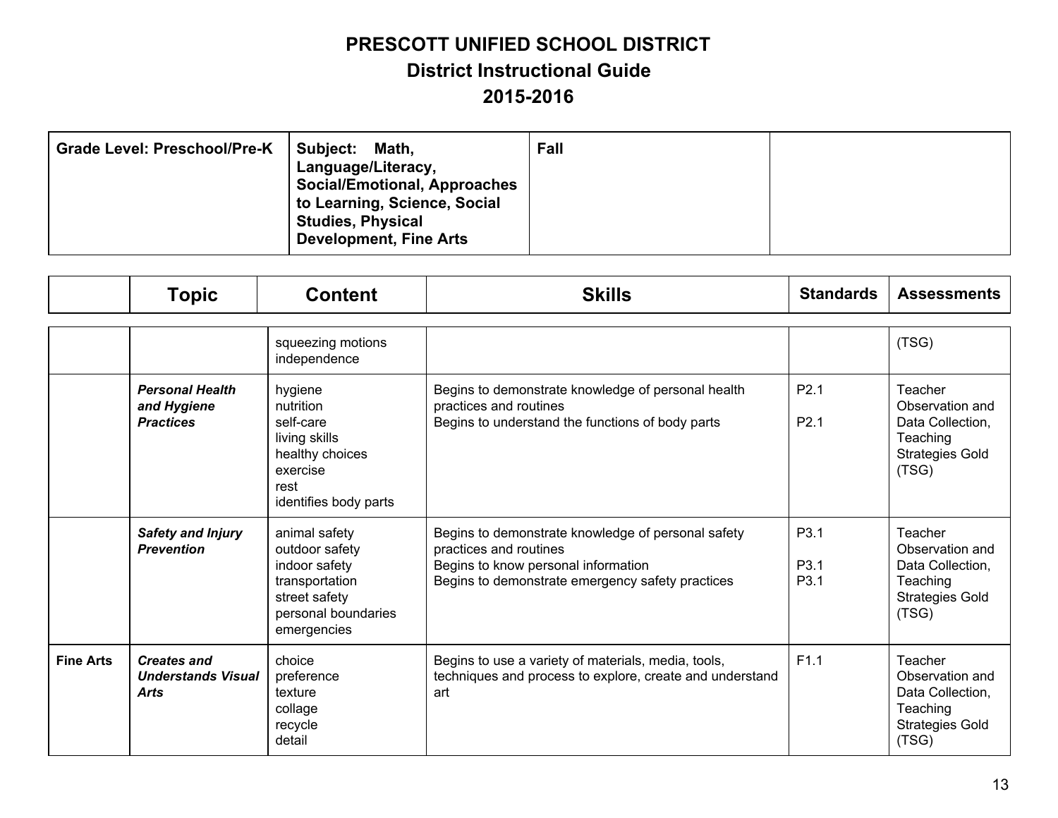# PRESCOTT UNIFIED SCHOOL DISTRICT
## District Instructional Guide
## 2015-2016

| Grade Level: Preschool/Pre-K | Subject: Math, Language/Literacy, Social/Emotional, Approaches to Learning, Science, Social Studies, Physical Development, Fine Arts | Fall | |
|---|---|---|---|

| | Topic | Content | Skills | Standards | Assessments |
|---|---|---|---|---|---|
| | | squeezing motions<br>independence | | | (TSG) |
| | ***Personal Health and Hygiene Practices*** | hygiene<br>nutrition<br>self-care<br>living skills<br>healthy choices<br>exercise<br>rest<br>identifies body parts | Begins to demonstrate knowledge of personal health practices and routines<br>Begins to understand the functions of body parts | P2.1<br><br>P2.1 | Teacher Observation and Data Collection, Teaching Strategies Gold (TSG) |
| | ***Safety and Injury Prevention*** | animal safety<br>outdoor safety<br>indoor safety<br>transportation<br>street safety<br>personal boundaries<br>emergencies | Begins to demonstrate knowledge of personal safety practices and routines<br>Begins to know personal information<br>Begins to demonstrate emergency safety practices | P3.1<br><br>P3.1<br>P3.1 | Teacher Observation and Data Collection, Teaching Strategies Gold (TSG) |
| **Fine Arts** | ***Creates and Understands Visual Arts*** | choice<br>preference<br>texture<br>collage<br>recycle<br>detail | Begins to use a variety of materials, media, tools, techniques and process to explore, create and understand art | F1.1 | Teacher Observation and Data Collection, Teaching Strategies Gold (TSG) |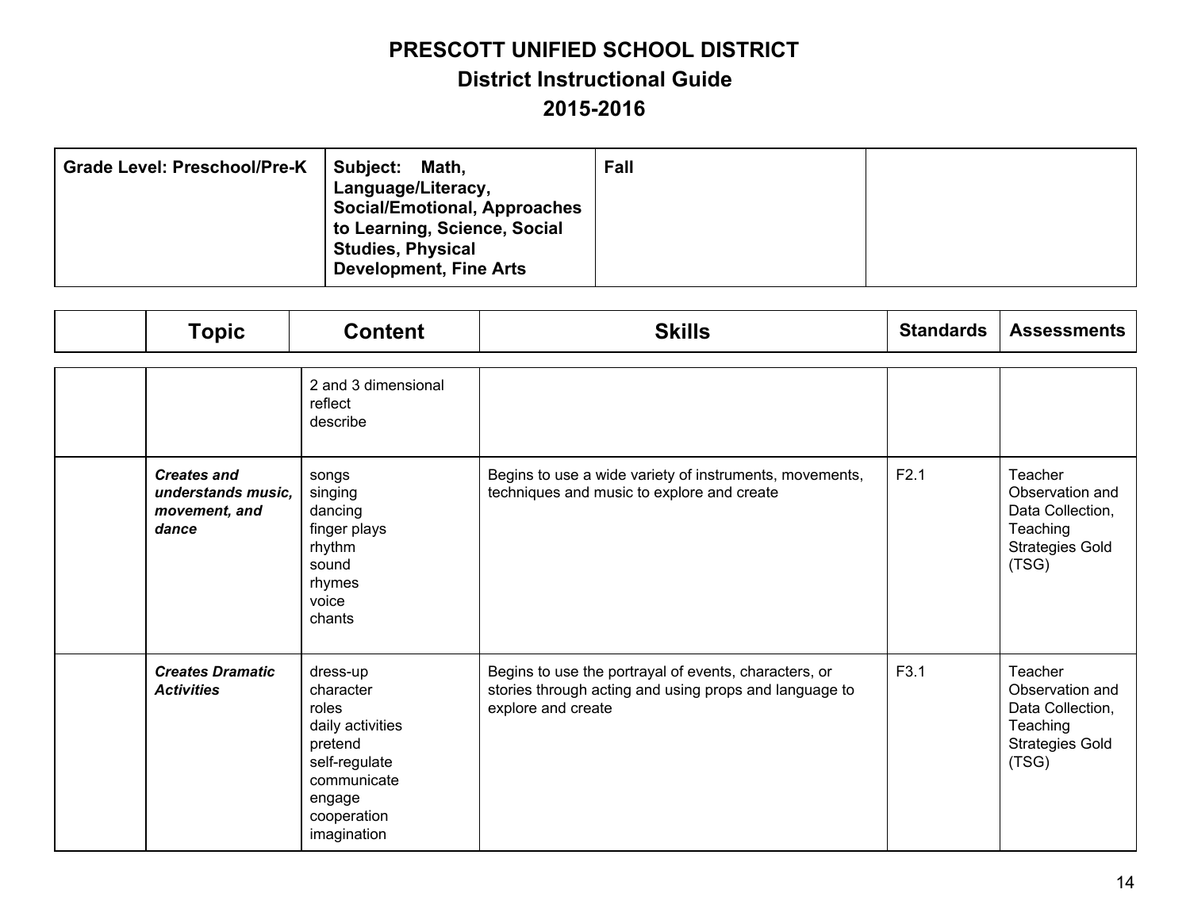# PRESCOTT UNIFIED SCHOOL DISTRICT
## District Instructional Guide
## 2015-2016

| Grade Level: Preschool/Pre-K | Subject: Math, Language/Literacy, Social/Emotional, Approaches to Learning, Science, Social Studies, Physical Development, Fine Arts | Fall | |
|---|---|---|---|

| | Topic | Content | Skills | Standards | Assessments |
|---|---|---|---|---|---|
| | | 2 and 3 dimensional<br>reflect<br>describe | | | |
| | ***Creates and understands music, movement, and dance*** | songs<br>singing<br>dancing<br>finger plays<br>rhythm<br>sound<br>rhymes<br>voice<br>chants | Begins to use a wide variety of instruments, movements, techniques and music to explore and create | F2.1 | Teacher Observation and Data Collection, Teaching Strategies Gold (TSG) |
| | ***Creates Dramatic Activities*** | dress-up<br>character<br>roles<br>daily activities<br>pretend<br>self-regulate<br>communicate<br>engage<br>cooperation<br>imagination | Begins to use the portrayal of events, characters, or stories through acting and using props and language to explore and create | F3.1 | Teacher Observation and Data Collection, Teaching Strategies Gold (TSG) |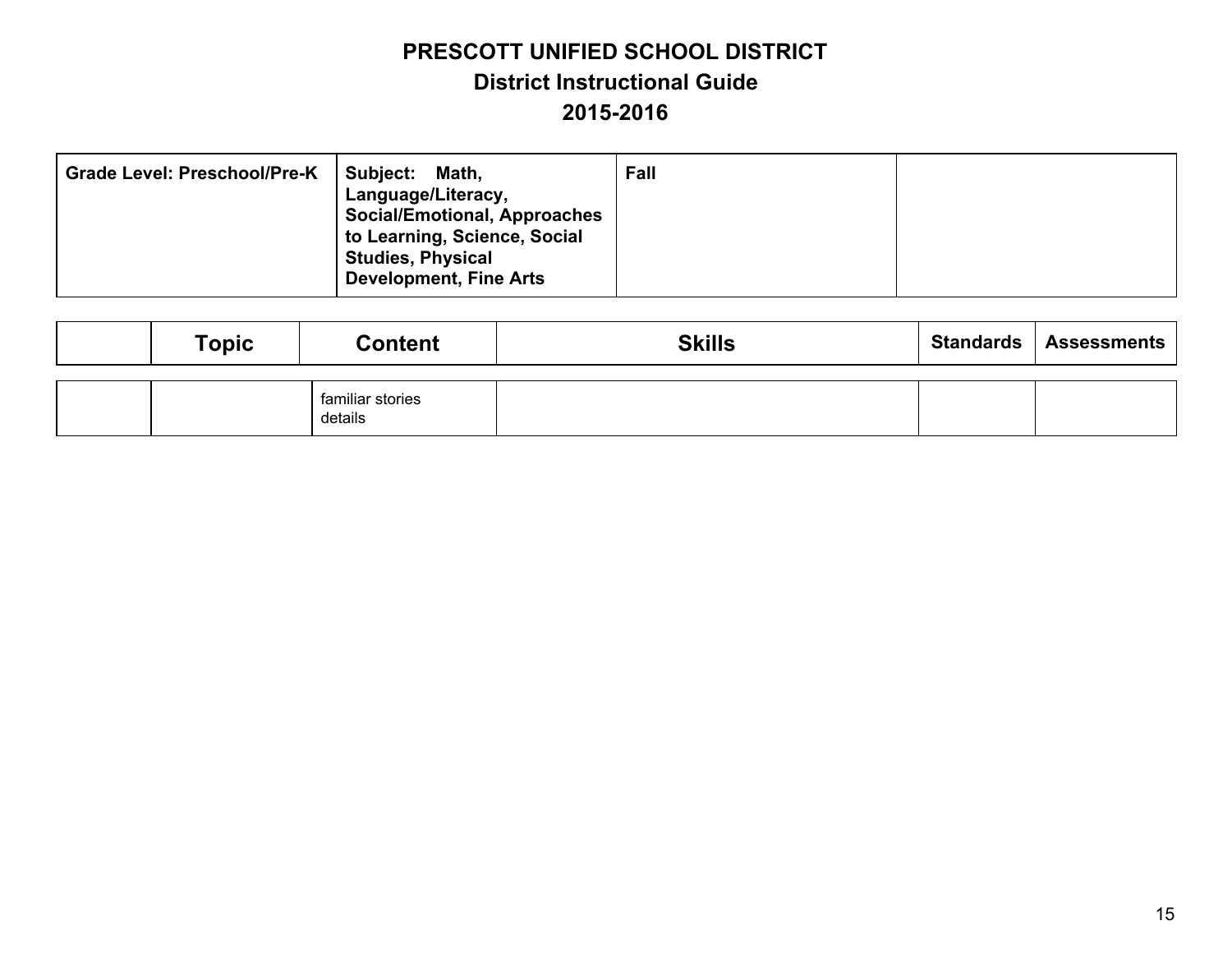# PRESCOTT UNIFIED SCHOOL DISTRICT

## District Instructional Guide

## 2015-2016

| | | | |
|---|---|---|---|
| **Grade Level: Preschool/Pre-K** | **Subject: Math, Language/Literacy, Social/Emotional, Approaches to Learning, Science, Social Studies, Physical Development, Fine Arts** | **Fall** | |

| | Topic | Content | Skills | Standards | Assessments |
|---|---|---|---|---|---|
| | | familiar stories details | | | |